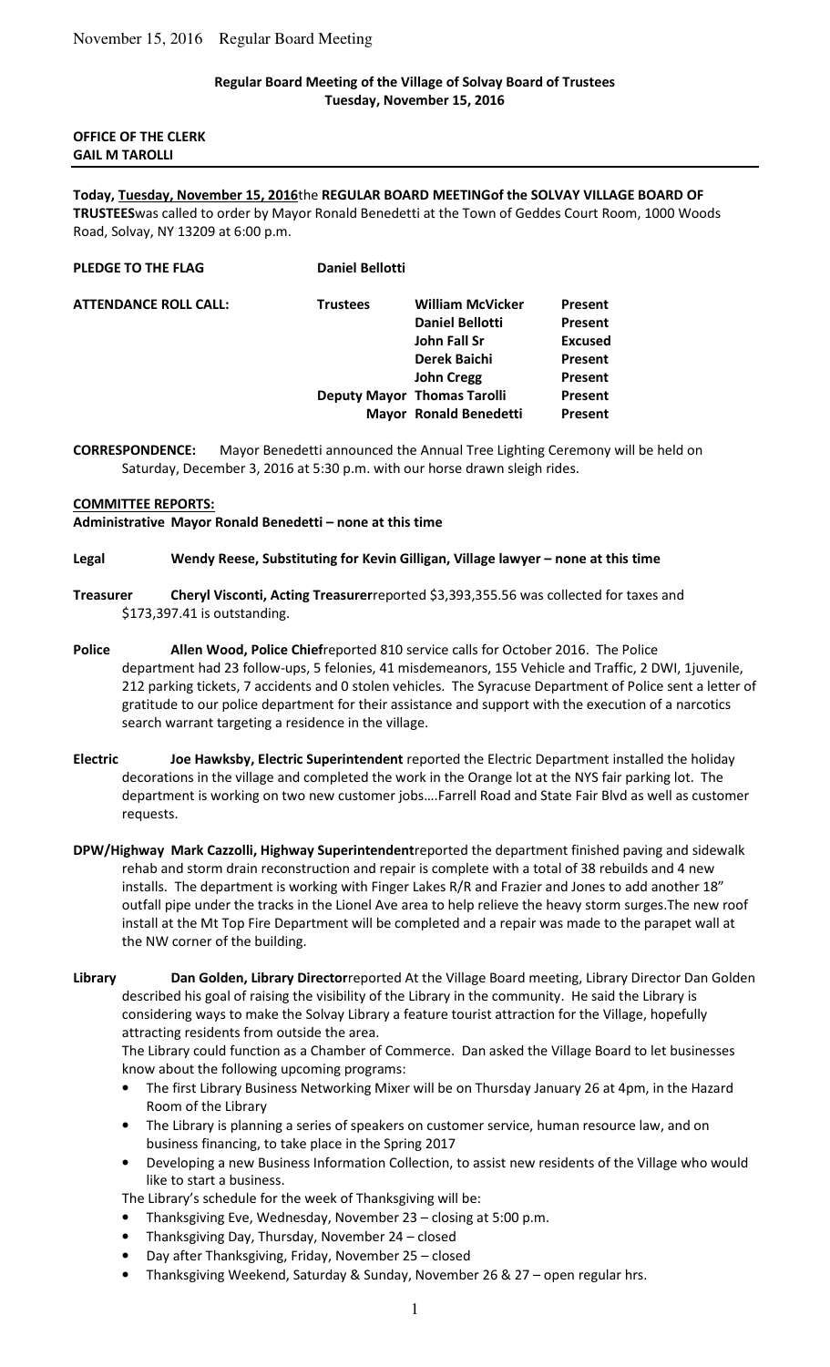**Regular Board Meeting of the Village of Solvay Board of Trustees**
**Tuesday, November 15, 2016**

**OFFICE OF THE CLERK**
**GAIL M TAROLLI**

---

**Today, Tuesday, November 15, 2016**the **REGULAR BOARD MEETINGof the SOLVAY VILLAGE BOARD OF TRUSTEES**was called to order by Mayor Ronald Benedetti at the Town of Geddes Court Room, 1000 Woods Road, Solvay, NY 13209 at 6:00 p.m.

**PLEDGE TO THE FLAG** **Daniel Bellotti**

| **ATTENDANCE ROLL CALL:** | **Trustees** | **William McVicker** | **Present** |
|---|---|---|---|
| | | **Daniel Bellotti** | **Present** |
| | | **John Fall Sr** | **Excused** |
| | | **Derek Baichi** | **Present** |
| | | **John Cregg** | **Present** |
| | **Deputy Mayor** | **Thomas Tarolli** | **Present** |
| | **Mayor** | **Ronald Benedetti** | **Present** |

**CORRESPONDENCE:** Mayor Benedetti announced the Annual Tree Lighting Ceremony will be held on Saturday, December 3, 2016 at 5:30 p.m. with our horse drawn sleigh rides.

**COMMITTEE REPORTS:**
**Administrative Mayor Ronald Benedetti – none at this time**

**Legal Wendy Reese, Substituting for Kevin Gilligan, Village lawyer – none at this time**

**Treasurer Cheryl Visconti, Acting Treasurer**reported $3,393,355.56 was collected for taxes and $173,397.41 is outstanding.

**Police Allen Wood, Police Chief**reported 810 service calls for October 2016. The Police department had 23 follow-ups, 5 felonies, 41 misdemeanors, 155 Vehicle and Traffic, 2 DWI, 1juvenile, 212 parking tickets, 7 accidents and 0 stolen vehicles. The Syracuse Department of Police sent a letter of gratitude to our police department for their assistance and support with the execution of a narcotics search warrant targeting a residence in the village.

**Electric Joe Hawksby, Electric Superintendent** reported the Electric Department installed the holiday decorations in the village and completed the work in the Orange lot at the NYS fair parking lot. The department is working on two new customer jobs….Farrell Road and State Fair Blvd as well as customer requests.

**DPW/Highway Mark Cazzolli, Highway Superintendent**reported the department finished paving and sidewalk rehab and storm drain reconstruction and repair is complete with a total of 38 rebuilds and 4 new installs. The department is working with Finger Lakes R/R and Frazier and Jones to add another 18" outfall pipe under the tracks in the Lionel Ave area to help relieve the heavy storm surges.The new roof install at the Mt Top Fire Department will be completed and a repair was made to the parapet wall at the NW corner of the building.

**Library Dan Golden, Library Director**reported At the Village Board meeting, Library Director Dan Golden described his goal of raising the visibility of the Library in the community. He said the Library is considering ways to make the Solvay Library a feature tourist attraction for the Village, hopefully attracting residents from outside the area.

The Library could function as a Chamber of Commerce. Dan asked the Village Board to let businesses know about the following upcoming programs:

- The first Library Business Networking Mixer will be on Thursday January 26 at 4pm, in the Hazard Room of the Library
- The Library is planning a series of speakers on customer service, human resource law, and on business financing, to take place in the Spring 2017
- Developing a new Business Information Collection, to assist new residents of the Village who would like to start a business.

The Library's schedule for the week of Thanksgiving will be:

- Thanksgiving Eve, Wednesday, November 23 – closing at 5:00 p.m.
- Thanksgiving Day, Thursday, November 24 – closed
- Day after Thanksgiving, Friday, November 25 – closed
- Thanksgiving Weekend, Saturday & Sunday, November 26 & 27 – open regular hrs.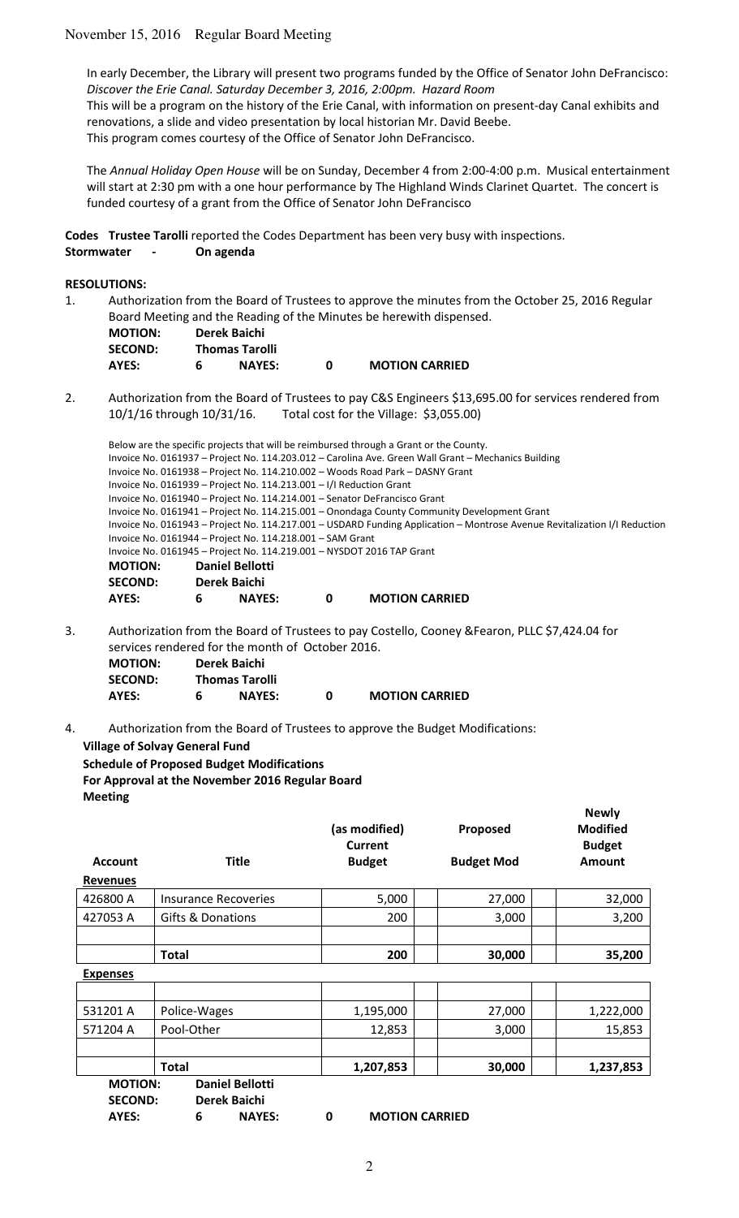In early December, the Library will present two programs funded by the Office of Senator John DeFrancisco: *Discover the Erie Canal. Saturday December 3, 2016, 2:00pm. Hazard Room*
This will be a program on the history of the Erie Canal, with information on present-day Canal exhibits and renovations, a slide and video presentation by local historian Mr. David Beebe.
This program comes courtesy of the Office of Senator John DeFrancisco.

The *Annual Holiday Open House* will be on Sunday, December 4 from 2:00-4:00 p.m. Musical entertainment will start at 2:30 pm with a one hour performance by The Highland Winds Clarinet Quartet. The concert is funded courtesy of a grant from the Office of Senator John DeFrancisco

**Codes** **Trustee Tarolli** reported the Codes Department has been very busy with inspections.
**Stormwater - On agenda**

**RESOLUTIONS:**

1. Authorization from the Board of Trustees to approve the minutes from the October 25, 2016 Regular Board Meeting and the Reading of the Minutes be herewith dispensed.
   **MOTION:** **Derek Baichi**
   **SECOND:** **Thomas Tarolli**
   **AYES:** **6** **NAYES:** **0** **MOTION CARRIED**

2. Authorization from the Board of Trustees to pay C&S Engineers $13,695.00 for services rendered from 10/1/16 through 10/31/16. Total cost for the Village: $3,055.00)

   Below are the specific projects that will be reimbursed through a Grant or the County.
   Invoice No. 0161937 – Project No. 114.203.012 – Carolina Ave. Green Wall Grant – Mechanics Building
   Invoice No. 0161938 – Project No. 114.210.002 – Woods Road Park – DASNY Grant
   Invoice No. 0161939 – Project No. 114.213.001 – I/I Reduction Grant
   Invoice No. 0161940 – Project No. 114.214.001 – Senator DeFrancisco Grant
   Invoice No. 0161941 – Project No. 114.215.001 – Onondaga County Community Development Grant
   Invoice No. 0161943 – Project No. 114.217.001 – USDARD Funding Application – Montrose Avenue Revitalization I/I Reduction
   Invoice No. 0161944 – Project No. 114.218.001 – SAM Grant
   Invoice No. 0161945 – Project No. 114.219.001 – NYSDOT 2016 TAP Grant
   **MOTION:** **Daniel Bellotti**
   **SECOND:** **Derek Baichi**
   **AYES:** **6** **NAYES:** **0** **MOTION CARRIED**

3. Authorization from the Board of Trustees to pay Costello, Cooney &Fearon, PLLC $7,424.04 for services rendered for the month of October 2016.
   **MOTION:** **Derek Baichi**
   **SECOND:** **Thomas Tarolli**
   **AYES:** **6** **NAYES:** **0** **MOTION CARRIED**

4. Authorization from the Board of Trustees to approve the Budget Modifications:

**Village of Solvay General Fund**
**Schedule of Proposed Budget Modifications**
**For Approval at the November 2016 Regular Board Meeting**

| Account | Title | (as modified) Current Budget | Proposed Budget Mod | Newly Modified Budget Amount |
|---|---|---|---|---|
| **Revenues** | | | | |
| 426800 A | Insurance Recoveries | 5,000 | 27,000 | 32,000 |
| 427053 A | Gifts & Donations | 200 | 3,000 | 3,200 |
| | | | | |
| | **Total** | **200** | **30,000** | **35,200** |
| **Expenses** | | | | |
| | | | | |
| 531201 A | Police-Wages | 1,195,000 | 27,000 | 1,222,000 |
| 571204 A | Pool-Other | 12,853 | 3,000 | 15,853 |
| | | | | |
| | **Total** | **1,207,853** | **30,000** | **1,237,853** |

**MOTION:** **Daniel Bellotti**
**SECOND:** **Derek Baichi**
**AYES:** **6** **NAYES:** **0** **MOTION CARRIED**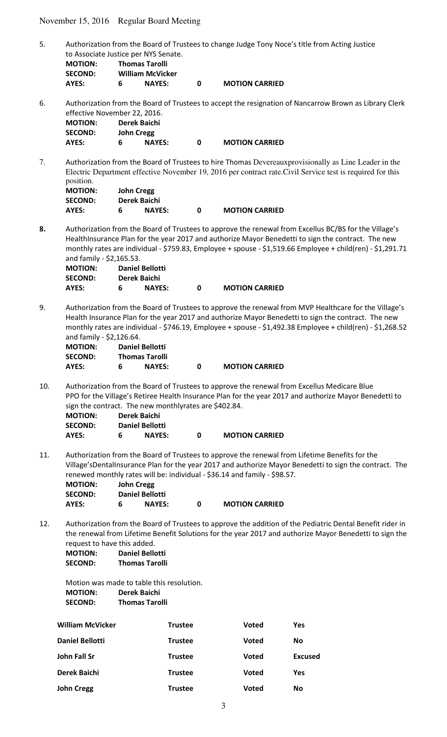November 15, 2016 Regular Board Meeting

5. Authorization from the Board of Trustees to change Judge Tony Noce's title from Acting Justice to Associate Justice per NYS Senate.

| | | | | |
|---|---|---|---|---|
| **MOTION:** | **Thomas Tarolli** | | | |
| **SECOND:** | **William McVicker** | | | |
| **AYES:** | **6** | **NAYES:** | **0** | **MOTION CARRIED** |

6. Authorization from the Board of Trustees to accept the resignation of Nancarrow Brown as Library Clerk effective November 22, 2016.

| | | | | |
|---|---|---|---|---|
| **MOTION:** | **Derek Baichi** | | | |
| **SECOND:** | **John Cregg** | | | |
| **AYES:** | **6** | **NAYES:** | **0** | **MOTION CARRIED** |

7. Authorization from the Board of Trustees to hire Thomas Devereauxprovisionally as Line Leader in the Electric Department effective November 19, 2016 per contract rate.Civil Service test is required for this position.

| | | | | |
|---|---|---|---|---|
| **MOTION:** | **John Cregg** | | | |
| **SECOND:** | **Derek Baichi** | | | |
| **AYES:** | **6** | **NAYES:** | **0** | **MOTION CARRIED** |

**8.** Authorization from the Board of Trustees to approve the renewal from Excellus BC/BS for the Village's HealthInsurance Plan for the year 2017 and authorize Mayor Benedetti to sign the contract. The new monthly rates are individual - $759.83, Employee + spouse - $1,519.66 Employee + child(ren) - $1,291.71 and family - $2,165.53.

| | | | | |
|---|---|---|---|---|
| **MOTION:** | **Daniel Bellotti** | | | |
| **SECOND:** | **Derek Baichi** | | | |
| **AYES:** | **6** | **NAYES:** | **0** | **MOTION CARRIED** |

9. Authorization from the Board of Trustees to approve the renewal from MVP Healthcare for the Village's Health Insurance Plan for the year 2017 and authorize Mayor Benedetti to sign the contract. The new monthly rates are individual - $746.19, Employee + spouse - $1,492.38 Employee + child(ren) - $1,268.52 and family - $2,126.64.

| | | | | |
|---|---|---|---|---|
| **MOTION:** | **Daniel Bellotti** | | | |
| **SECOND:** | **Thomas Tarolli** | | | |
| **AYES:** | **6** | **NAYES:** | **0** | **MOTION CARRIED** |

10. Authorization from the Board of Trustees to approve the renewal from Excellus Medicare Blue PPO for the Village's Retiree Health Insurance Plan for the year 2017 and authorize Mayor Benedetti to sign the contract. The new monthlyrates are $402.84.

| | | | | |
|---|---|---|---|---|
| **MOTION:** | **Derek Baichi** | | | |
| **SECOND:** | **Daniel Bellotti** | | | |
| **AYES:** | **6** | **NAYES:** | **0** | **MOTION CARRIED** |

11. Authorization from the Board of Trustees to approve the renewal from Lifetime Benefits for the Village'sDentalInsurance Plan for the year 2017 and authorize Mayor Benedetti to sign the contract. The renewed monthly rates will be: individual - $36.14 and family - $98.57.

| | | | | |
|---|---|---|---|---|
| **MOTION:** | **John Cregg** | | | |
| **SECOND:** | **Daniel Bellotti** | | | |
| **AYES:** | **6** | **NAYES:** | **0** | **MOTION CARRIED** |

12. Authorization from the Board of Trustees to approve the addition of the Pediatric Dental Benefit rider in the renewal from Lifetime Benefit Solutions for the year 2017 and authorize Mayor Benedetti to sign the request to have this added.

| | |
|---|---|
| **MOTION:** | **Daniel Bellotti** |
| **SECOND:** | **Thomas Tarolli** |

Motion was made to table this resolution.

| | |
|---|---|
| **MOTION:** | **Derek Baichi** |
| **SECOND:** | **Thomas Tarolli** |

| | | | |
|---|---|---|---|
| **William McVicker** | **Trustee** | **Voted** | **Yes** |
| **Daniel Bellotti** | **Trustee** | **Voted** | **No** |
| **John Fall Sr** | **Trustee** | **Voted** | **Excused** |
| **Derek Baichi** | **Trustee** | **Voted** | **Yes** |
| **John Cregg** | **Trustee** | **Voted** | **No** |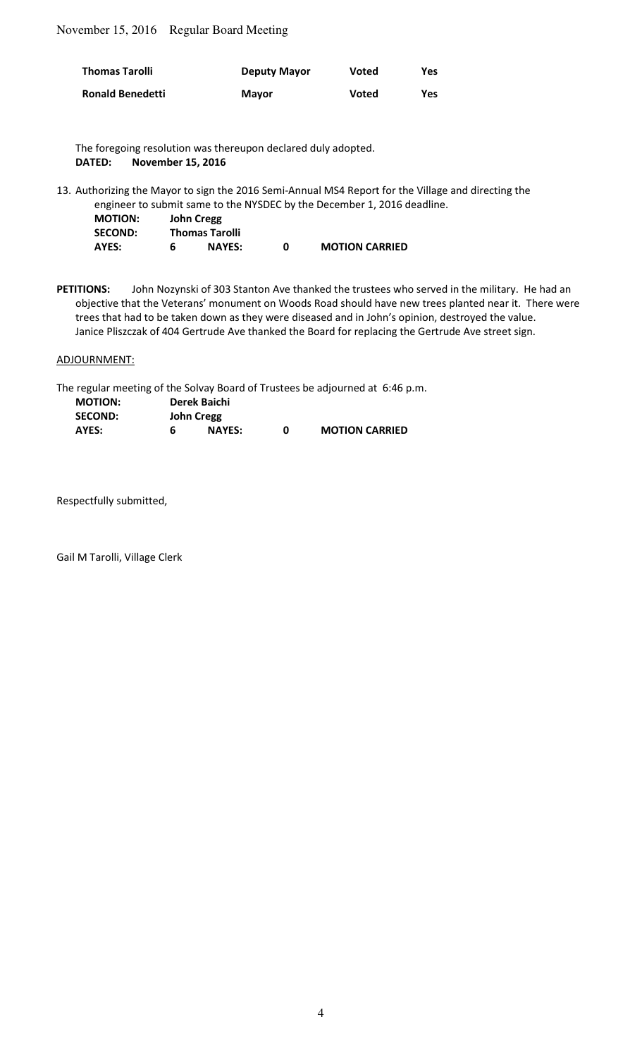| | | | |
|---|---|---|---|
| **Thomas Tarolli** | **Deputy Mayor** | **Voted** | **Yes** |
| **Ronald Benedetti** | **Mayor** | **Voted** | **Yes** |

The foregoing resolution was thereupon declared duly adopted.
**DATED: November 15, 2016**

13. Authorizing the Mayor to sign the 2016 Semi-Annual MS4 Report for the Village and directing the engineer to submit same to the NYSDEC by the December 1, 2016 deadline.

| | | | | |
|---|---|---|---|---|
| **MOTION:** | **John Cregg** | | | |
| **SECOND:** | **Thomas Tarolli** | | | |
| **AYES:** | **6** | **NAYES:** | **0** | **MOTION CARRIED** |

**PETITIONS:** John Nozynski of 303 Stanton Ave thanked the trustees who served in the military. He had an objective that the Veterans' monument on Woods Road should have new trees planted near it. There were trees that had to be taken down as they were diseased and in John's opinion, destroyed the value. Janice Pliszczak of 404 Gertrude Ave thanked the Board for replacing the Gertrude Ave street sign.

ADJOURNMENT:

The regular meeting of the Solvay Board of Trustees be adjourned at 6:46 p.m.

| | | | | |
|---|---|---|---|---|
| **MOTION:** | **Derek Baichi** | | | |
| **SECOND:** | **John Cregg** | | | |
| **AYES:** | **6** | **NAYES:** | **0** | **MOTION CARRIED** |

Respectfully submitted,

Gail M Tarolli, Village Clerk